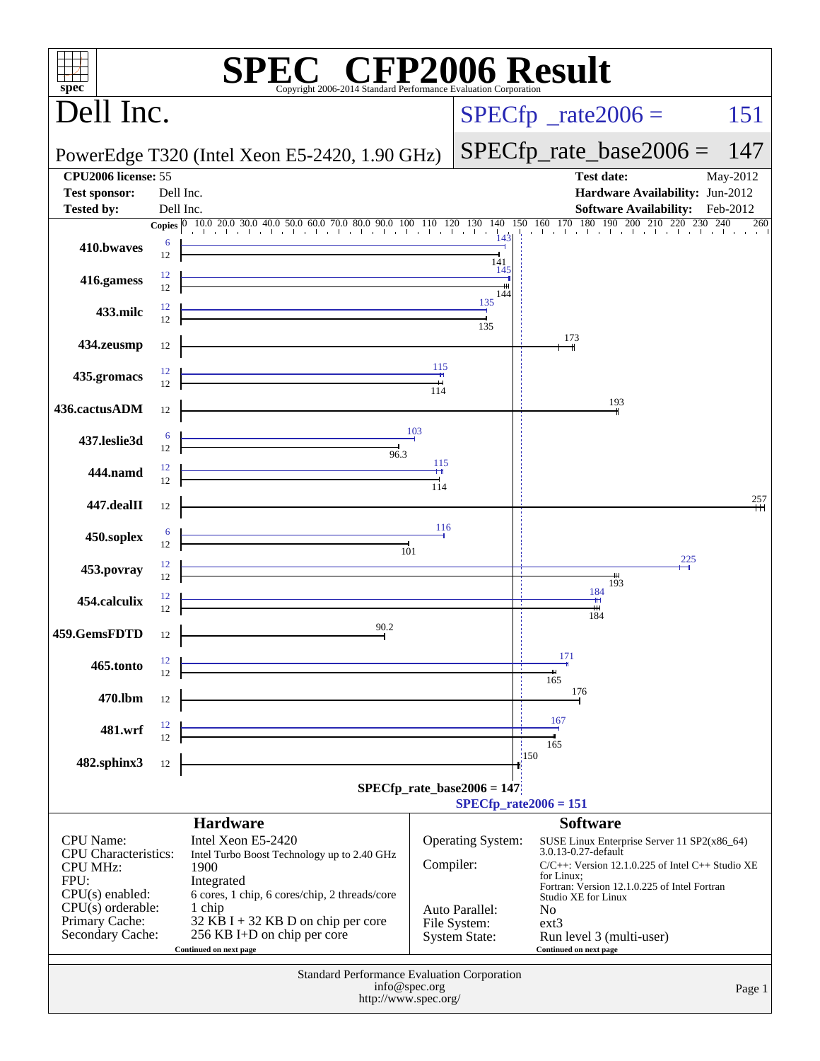# SPEC CFP2006 Result

Copyright 2006-2014 Standard Performance Evaluation Corporation

## Dell Inc.

PowerEdge T320 (Intel Xeon E5-2420, 1.90 GHz)

SPECfp_rate2006 = 151

SPECfp_rate_base2006 = 147

| | | | |
|---|---|---|---|
| **CPU2006 license:** | 55 | **Test date:** | May-2012 |
| **Test sponsor:** | Dell Inc. | **Hardware Availability:** | Jun-2012 |
| **Tested by:** | Dell Inc. | **Software Availability:** | Feb-2012 |

| Benchmark | Copies (peak) | Peak | Copies (base) | Base |
|---|---|---|---|---|
| 410.bwaves | 6 | 143 | 12 | 141 |
| 416.gamess | 12 | 145 | 12 | 144 |
| 433.milc | 12 | 135 | 12 | 135 |
| 434.zeusmp | | | 12 | 173 |
| 435.gromacs | 12 | 115 | 12 | 114 |
| 436.cactusADM | | | 12 | 193 |
| 437.leslie3d | 6 | 103 | 12 | 96.3 |
| 444.namd | 12 | 115 | 12 | 114 |
| 447.dealII | | | 12 | 257 |
| 450.soplex | 6 | 116 | 12 | 101 |
| 453.povray | 12 | 225 | 12 | 193 |
| 454.calculix | 12 | 184 | 12 | 184 |
| 459.GemsFDTD | | | 12 | 90.2 |
| 465.tonto | 12 | 171 | 12 | 165 |
| 470.lbm | | | 12 | 176 |
| 481.wrf | 12 | 167 | 12 | 165 |
| 482.sphinx3 | | | 12 | 150 |

SPECfp_rate_base2006 = 147

SPECfp_rate2006 = 151

### Hardware

| | |
|---|---|
| CPU Name: | Intel Xeon E5-2420 |
| CPU Characteristics: | Intel Turbo Boost Technology up to 2.40 GHz |
| CPU MHz: | 1900 |
| FPU: | Integrated |
| CPU(s) enabled: | 6 cores, 1 chip, 6 cores/chip, 2 threads/core |
| CPU(s) orderable: | 1 chip |
| Primary Cache: | 32 KB I + 32 KB D on chip per core |
| Secondary Cache: | 256 KB I+D on chip per core |

Continued on next page

### Software

| | |
|---|---|
| Operating System: | SUSE Linux Enterprise Server 11 SP2(x86_64) 3.0.13-0.27-default |
| Compiler: | C/C++: Version 12.1.0.225 of Intel C++ Studio XE for Linux; Fortran: Version 12.1.0.225 of Intel Fortran Studio XE for Linux |
| Auto Parallel: | No |
| File System: | ext3 |
| System State: | Run level 3 (multi-user) |

Continued on next page

Standard Performance Evaluation Corporation
info@spec.org
http://www.spec.org/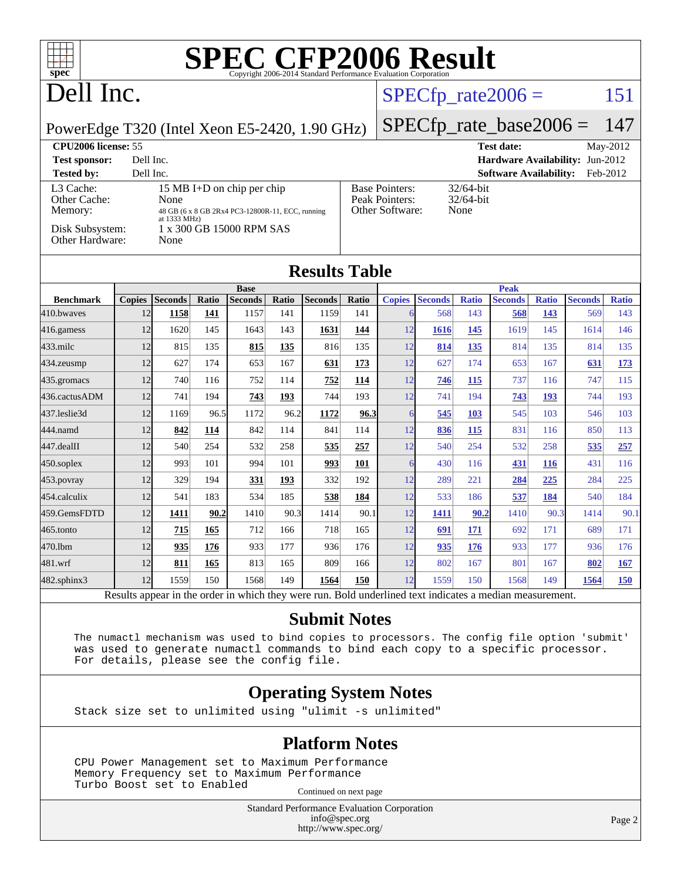# SPEC CFP2006 Result

Copyright 2006-2014 Standard Performance Evaluation Corporation

# Dell Inc.

PowerEdge T320 (Intel Xeon E5-2420, 1.90 GHz)

SPECfp_rate2006 = 151

SPECfp_rate_base2006 = 147

| | | | |
|---|---|---|---|
| **CPU2006 license:** 55 | | **Test date:** | May-2012 |
| **Test sponsor:** | Dell Inc. | **Hardware Availability:** | Jun-2012 |
| **Tested by:** | Dell Inc. | **Software Availability:** | Feb-2012 |

| | | | |
|---|---|---|---|
| L3 Cache: | 15 MB I+D on chip per chip | Base Pointers: | 32/64-bit |
| Other Cache: | None | Peak Pointers: | 32/64-bit |
| Memory: | 48 GB (6 x 8 GB 2Rx4 PC3-12800R-11, ECC, running at 1333 MHz) | Other Software: | None |
| Disk Subsystem: | 1 x 300 GB 15000 RPM SAS | | |
| Other Hardware: | None | | |

## Results Table

| | Base | | | | | | | Peak | | | | | | |
|---|---|---|---|---|---|---|---|---|---|---|---|---|---|---|
| **Benchmark** | **Copies** | **Seconds** | **Ratio** | **Seconds** | **Ratio** | **Seconds** | **Ratio** | **Copies** | **Seconds** | **Ratio** | **Seconds** | **Ratio** | **Seconds** | **Ratio** |
| 410.bwaves | 12 | **1158** | **141** | 1157 | 141 | 1159 | 141 | 6 | 568 | 143 | **568** | **143** | 569 | 143 |
| 416.gamess | 12 | 1620 | 145 | 1643 | 143 | **1631** | **144** | 12 | **1616** | **145** | 1619 | 145 | 1614 | 146 |
| 433.milc | 12 | 815 | 135 | **815** | **135** | 816 | 135 | 12 | **814** | **135** | 814 | 135 | 814 | 135 |
| 434.zeusmp | 12 | 627 | 174 | 653 | 167 | **631** | **173** | 12 | 627 | 174 | 653 | 167 | **631** | **173** |
| 435.gromacs | 12 | 740 | 116 | 752 | 114 | **752** | **114** | 12 | **746** | **115** | 737 | 116 | 747 | 115 |
| 436.cactusADM | 12 | 741 | 194 | **743** | **193** | 744 | 193 | 12 | 741 | 194 | **743** | **193** | 744 | 193 |
| 437.leslie3d | 12 | 1169 | 96.5 | 1172 | 96.2 | **1172** | **96.3** | 6 | **545** | **103** | 545 | 103 | 546 | 103 |
| 444.namd | 12 | **842** | **114** | 842 | 114 | 841 | 114 | 12 | **836** | **115** | 831 | 116 | 850 | 113 |
| 447.dealII | 12 | 540 | 254 | 532 | 258 | **535** | **257** | 12 | 540 | 254 | 532 | 258 | **535** | **257** |
| 450.soplex | 12 | 993 | 101 | 994 | 101 | **993** | **101** | 6 | 430 | 116 | **431** | **116** | 431 | 116 |
| 453.povray | 12 | 329 | 194 | **331** | **193** | 332 | 192 | 12 | 289 | 221 | **284** | **225** | 284 | 225 |
| 454.calculix | 12 | 541 | 183 | 534 | 185 | **538** | **184** | 12 | 533 | 186 | **537** | **184** | 540 | 184 |
| 459.GemsFDTD | 12 | **1411** | **90.2** | 1410 | 90.3 | 1414 | 90.1 | 12 | **1411** | **90.2** | 1410 | 90.3 | 1414 | 90.1 |
| 465.tonto | 12 | **715** | **165** | 712 | 166 | 718 | 165 | 12 | **691** | **171** | 692 | 171 | 689 | 171 |
| 470.lbm | 12 | **935** | **176** | 933 | 177 | 936 | 176 | 12 | **935** | **176** | 933 | 177 | 936 | 176 |
| 481.wrf | 12 | **811** | **165** | 813 | 165 | 809 | 166 | 12 | 802 | 167 | 801 | 167 | **802** | **167** |
| 482.sphinx3 | 12 | 1559 | 150 | 1568 | 149 | **1564** | **150** | 12 | 1559 | 150 | 1568 | 149 | **1564** | **150** |

Results appear in the order in which they were run. Bold underlined text indicates a median measurement.

## Submit Notes

```
The numactl mechanism was used to bind copies to processors. The config file option 'submit'
was used to generate numactl commands to bind each copy to a specific processor.
For details, please see the config file.
```

## Operating System Notes

```
Stack size set to unlimited using "ulimit -s unlimited"
```

## Platform Notes

```
CPU Power Management set to Maximum Performance
Memory Frequency set to Maximum Performance
Turbo Boost set to Enabled
```

Continued on next page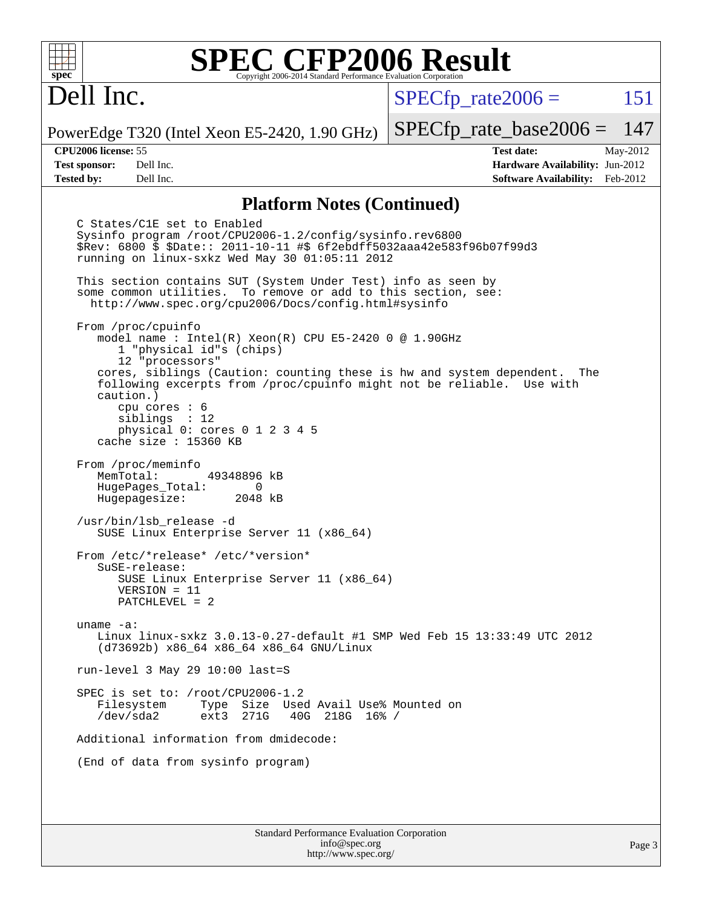# Dell Inc.

PowerEdge T320 (Intel Xeon E5-2420, 1.90 GHz)

SPECfp_rate2006 = 151

SPECfp_rate_base2006 = 147

**CPU2006 license:** 55
**Test sponsor:** Dell Inc.
**Tested by:** Dell Inc.

**Test date:** May-2012
**Hardware Availability:** Jun-2012
**Software Availability:** Feb-2012

## Platform Notes (Continued)

```
C States/C1E set to Enabled
Sysinfo program /root/CPU2006-1.2/config/sysinfo.rev6800
$Rev: 6800 $ $Date:: 2011-10-11 #$ 6f2ebdff5032aaa42e583f96b07f99d3
running on linux-sxkz Wed May 30 01:05:11 2012

This section contains SUT (System Under Test) info as seen by
some common utilities.  To remove or add to this section, see:
  http://www.spec.org/cpu2006/Docs/config.html#sysinfo

From /proc/cpuinfo
   model name : Intel(R) Xeon(R) CPU E5-2420 0 @ 1.90GHz
      1 "physical id"s (chips)
      12 "processors"
   cores, siblings (Caution: counting these is hw and system dependent.  The
   following excerpts from /proc/cpuinfo might not be reliable.  Use with
   caution.)
      cpu cores : 6
      siblings  : 12
      physical 0: cores 0 1 2 3 4 5
   cache size : 15360 KB

From /proc/meminfo
   MemTotal:       49348896 kB
   HugePages_Total:       0
   Hugepagesize:       2048 kB

/usr/bin/lsb_release -d
   SUSE Linux Enterprise Server 11 (x86_64)

From /etc/*release* /etc/*version*
   SuSE-release:
      SUSE Linux Enterprise Server 11 (x86_64)
      VERSION = 11
      PATCHLEVEL = 2

uname -a:
   Linux linux-sxkz 3.0.13-0.27-default #1 SMP Wed Feb 15 13:33:49 UTC 2012
   (d73692b) x86_64 x86_64 x86_64 GNU/Linux

run-level 3 May 29 10:00 last=S

SPEC is set to: /root/CPU2006-1.2
   Filesystem     Type  Size  Used Avail Use% Mounted on
   /dev/sda2      ext3  271G   40G  218G  16% /

Additional information from dmidecode:

(End of data from sysinfo program)
```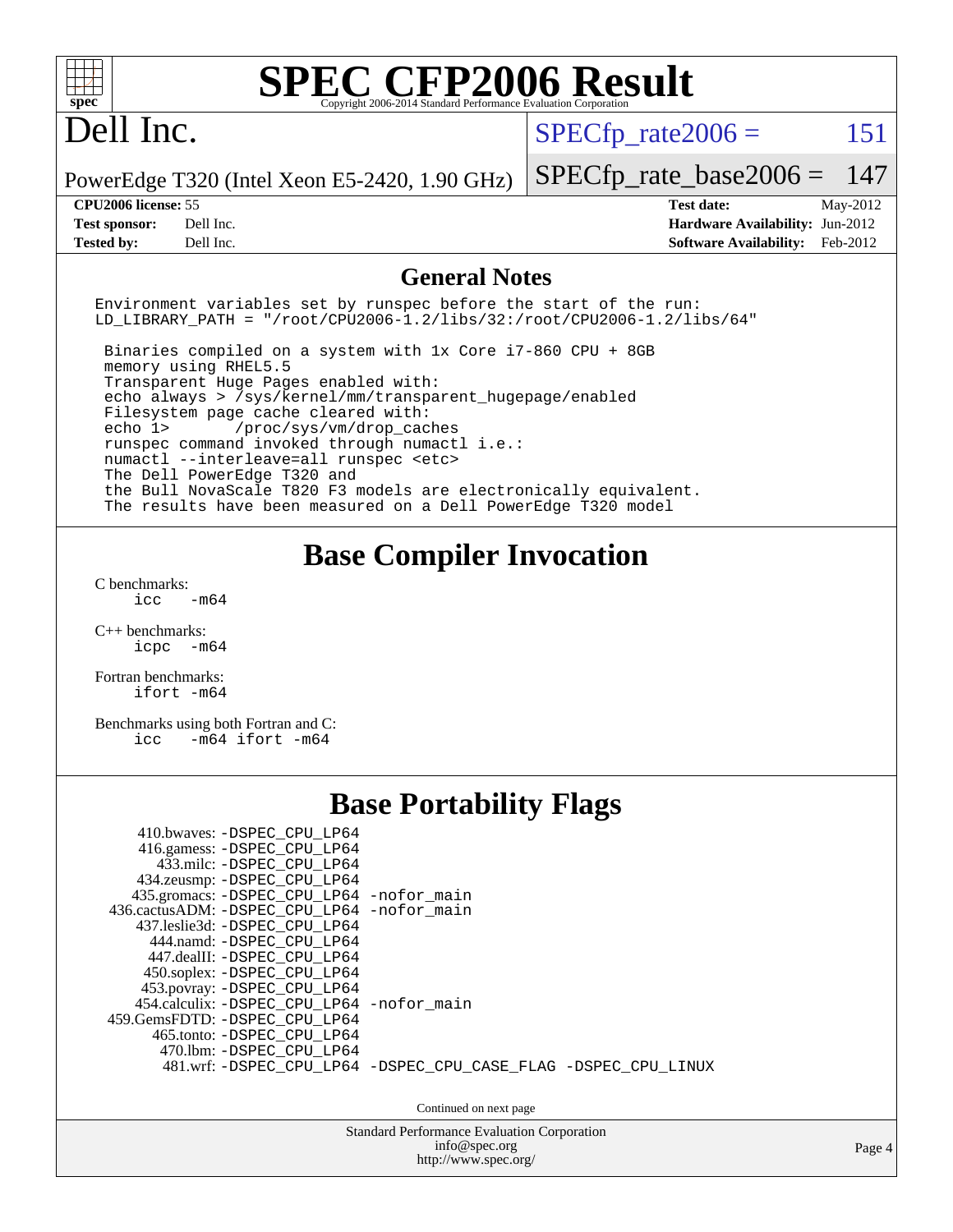# SPEC CFP2006 Result

Copyright 2006-2014 Standard Performance Evaluation Corporation

## Dell Inc.

PowerEdge T320 (Intel Xeon E5-2420, 1.90 GHz)

SPECfp_rate2006 = 151

SPECfp_rate_base2006 = 147

| | | | |
|---|---|---|---|
| **CPU2006 license:** 55 | | **Test date:** | May-2012 |
| **Test sponsor:** | Dell Inc. | **Hardware Availability:** | Jun-2012 |
| **Tested by:** | Dell Inc. | **Software Availability:** | Feb-2012 |

## General Notes

```
Environment variables set by runspec before the start of the run:
LD_LIBRARY_PATH = "/root/CPU2006-1.2/libs/32:/root/CPU2006-1.2/libs/64"

 Binaries compiled on a system with 1x Core i7-860 CPU + 8GB
 memory using RHEL5.5
 Transparent Huge Pages enabled with:
 echo always > /sys/kernel/mm/transparent_hugepage/enabled
 Filesystem page cache cleared with:
 echo 1>       /proc/sys/vm/drop_caches
 runspec command invoked through numactl i.e.:
 numactl --interleave=all runspec <etc>
 The Dell PowerEdge T320 and
 the Bull NovaScale T820 F3 models are electronically equivalent.
 The results have been measured on a Dell PowerEdge T320 model
```

## Base Compiler Invocation

C benchmarks:
```
icc   -m64
```

C++ benchmarks:
```
icpc  -m64
```

Fortran benchmarks:
```
ifort -m64
```

Benchmarks using both Fortran and C:
```
icc   -m64 ifort -m64
```

## Base Portability Flags

```
    410.bwaves: -DSPEC_CPU_LP64
    416.gamess: -DSPEC_CPU_LP64
      433.milc: -DSPEC_CPU_LP64
    434.zeusmp: -DSPEC_CPU_LP64
   435.gromacs: -DSPEC_CPU_LP64 -nofor_main
 436.cactusADM: -DSPEC_CPU_LP64 -nofor_main
   437.leslie3d: -DSPEC_CPU_LP64
      444.namd: -DSPEC_CPU_LP64
    447.dealII: -DSPEC_CPU_LP64
    450.soplex: -DSPEC_CPU_LP64
    453.povray: -DSPEC_CPU_LP64
  454.calculix: -DSPEC_CPU_LP64 -nofor_main
 459.GemsFDTD: -DSPEC_CPU_LP64
     465.tonto: -DSPEC_CPU_LP64
       470.lbm: -DSPEC_CPU_LP64
       481.wrf: -DSPEC_CPU_LP64 -DSPEC_CPU_CASE_FLAG -DSPEC_CPU_LINUX
```

Continued on next page

Standard Performance Evaluation Corporation
info@spec.org
http://www.spec.org/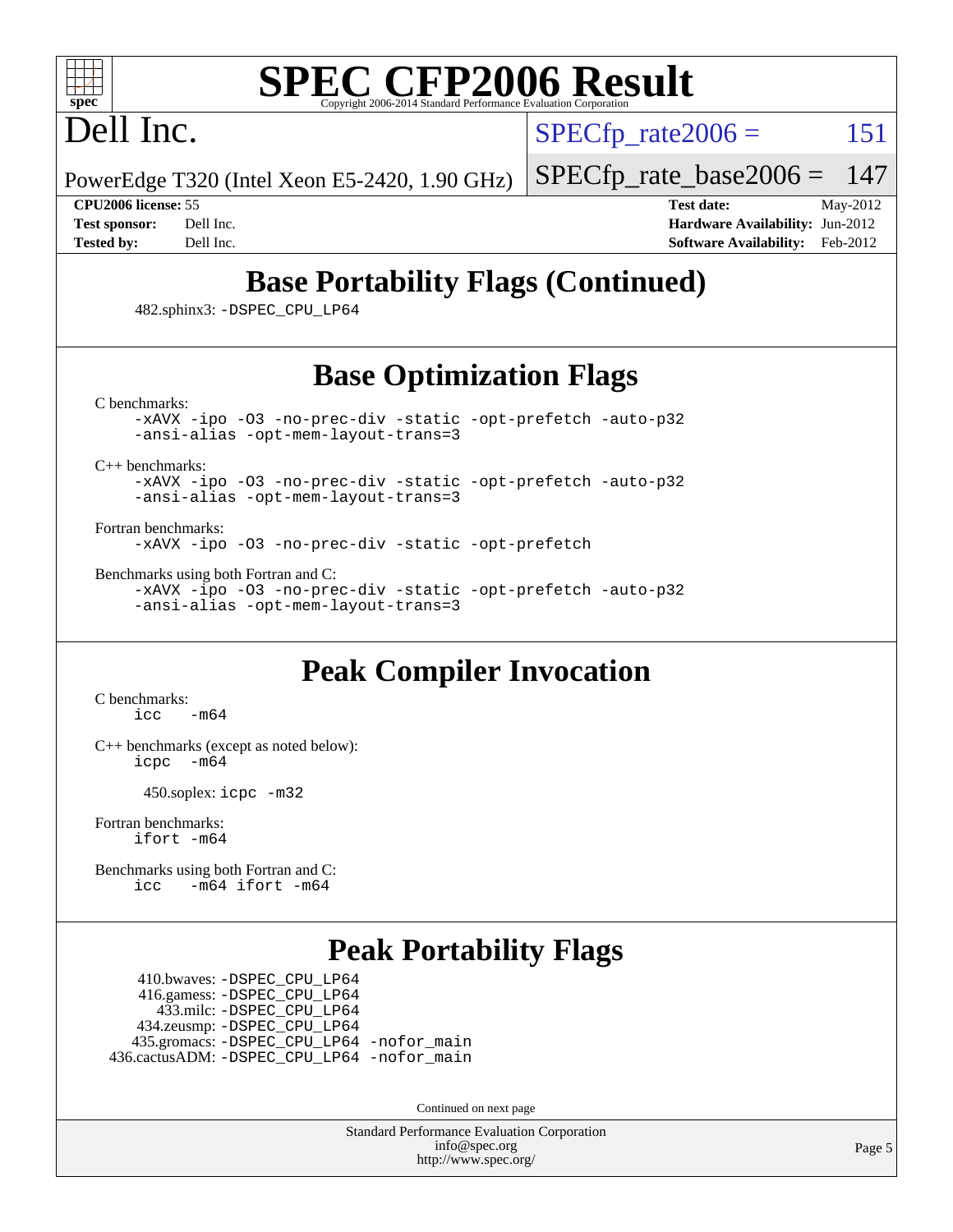# SPEC CFP2006 Result

Copyright 2006-2014 Standard Performance Evaluation Corporation

Dell Inc.

PowerEdge T320 (Intel Xeon E5-2420, 1.90 GHz)

SPECfp_rate2006 = 151

SPECfp_rate_base2006 = 147

**CPU2006 license:** 55
**Test sponsor:** Dell Inc.
**Tested by:** Dell Inc.

**Test date:** May-2012
**Hardware Availability:** Jun-2012
**Software Availability:** Feb-2012

## Base Portability Flags (Continued)

482.sphinx3: -DSPEC_CPU_LP64

## Base Optimization Flags

C benchmarks:
```
-xAVX -ipo -O3 -no-prec-div -static -opt-prefetch -auto-p32
-ansi-alias -opt-mem-layout-trans=3
```

C++ benchmarks:
```
-xAVX -ipo -O3 -no-prec-div -static -opt-prefetch -auto-p32
-ansi-alias -opt-mem-layout-trans=3
```

Fortran benchmarks:
```
-xAVX -ipo -O3 -no-prec-div -static -opt-prefetch
```

Benchmarks using both Fortran and C:
```
-xAVX -ipo -O3 -no-prec-div -static -opt-prefetch -auto-p32
-ansi-alias -opt-mem-layout-trans=3
```

## Peak Compiler Invocation

C benchmarks:
```
icc   -m64
```

C++ benchmarks (except as noted below):
```
icpc  -m64
```

450.soplex: icpc -m32

Fortran benchmarks:
```
ifort -m64
```

Benchmarks using both Fortran and C:
```
icc   -m64 ifort -m64
```

## Peak Portability Flags

410.bwaves: -DSPEC_CPU_LP64
416.gamess: -DSPEC_CPU_LP64
433.milc: -DSPEC_CPU_LP64
434.zeusmp: -DSPEC_CPU_LP64
435.gromacs: -DSPEC_CPU_LP64 -nofor_main
436.cactusADM: -DSPEC_CPU_LP64 -nofor_main

Continued on next page

Standard Performance Evaluation Corporation
info@spec.org
http://www.spec.org/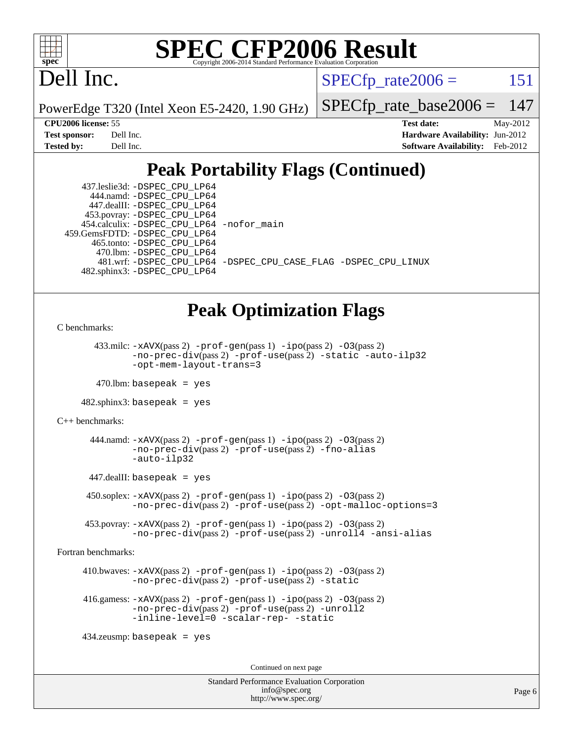# SPEC CFP2006 Result

Copyright 2006-2014 Standard Performance Evaluation Corporation

# Dell Inc.

PowerEdge T320 (Intel Xeon E5-2420, 1.90 GHz)

SPECfp_rate2006 = 151

SPECfp_rate_base2006 = 147

**CPU2006 license:** 55
**Test sponsor:** Dell Inc.
**Tested by:** Dell Inc.

**Test date:** May-2012
**Hardware Availability:** Jun-2012
**Software Availability:** Feb-2012

## Peak Portability Flags (Continued)

437.leslie3d: -DSPEC_CPU_LP64
444.namd: -DSPEC_CPU_LP64
447.dealII: -DSPEC_CPU_LP64
453.povray: -DSPEC_CPU_LP64
454.calculix: -DSPEC_CPU_LP64 -nofor_main
459.GemsFDTD: -DSPEC_CPU_LP64
465.tonto: -DSPEC_CPU_LP64
470.lbm: -DSPEC_CPU_LP64
481.wrf: -DSPEC_CPU_LP64 -DSPEC_CPU_CASE_FLAG -DSPEC_CPU_LINUX
482.sphinx3: -DSPEC_CPU_LP64

## Peak Optimization Flags

C benchmarks:

433.milc: -xAVX(pass 2) -prof-gen(pass 1) -ipo(pass 2) -O3(pass 2) -no-prec-div(pass 2) -prof-use(pass 2) -static -auto-ilp32 -opt-mem-layout-trans=3

470.lbm: basepeak = yes

482.sphinx3: basepeak = yes

C++ benchmarks:

444.namd: -xAVX(pass 2) -prof-gen(pass 1) -ipo(pass 2) -O3(pass 2) -no-prec-div(pass 2) -prof-use(pass 2) -fno-alias -auto-ilp32

447.dealII: basepeak = yes

450.soplex: -xAVX(pass 2) -prof-gen(pass 1) -ipo(pass 2) -O3(pass 2) -no-prec-div(pass 2) -prof-use(pass 2) -opt-malloc-options=3

453.povray: -xAVX(pass 2) -prof-gen(pass 1) -ipo(pass 2) -O3(pass 2) -no-prec-div(pass 2) -prof-use(pass 2) -unroll4 -ansi-alias

Fortran benchmarks:

410.bwaves: -xAVX(pass 2) -prof-gen(pass 1) -ipo(pass 2) -O3(pass 2) -no-prec-div(pass 2) -prof-use(pass 2) -static

416.gamess: -xAVX(pass 2) -prof-gen(pass 1) -ipo(pass 2) -O3(pass 2) -no-prec-div(pass 2) -prof-use(pass 2) -unroll2 -inline-level=0 -scalar-rep- -static

434.zeusmp: basepeak = yes

Continued on next page

Standard Performance Evaluation Corporation
info@spec.org
http://www.spec.org/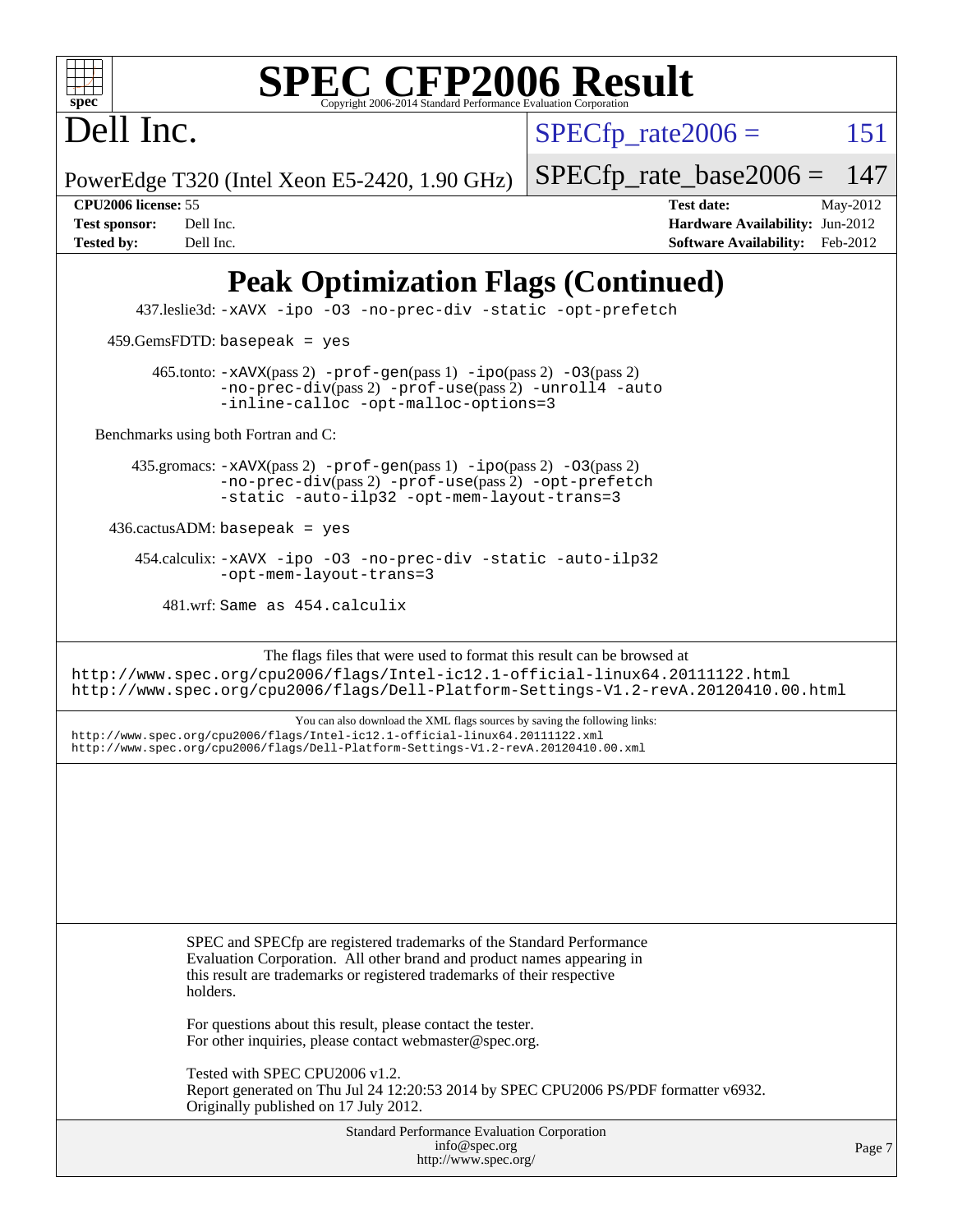# Peak Optimization Flags (Continued)

437.leslie3d: -xAVX -ipo -O3 -no-prec-div -static -opt-prefetch

459.GemsFDTD: basepeak = yes

465.tonto: -xAVX(pass 2) -prof-gen(pass 1) -ipo(pass 2) -O3(pass 2) -no-prec-div(pass 2) -prof-use(pass 2) -unroll4 -auto -inline-calloc -opt-malloc-options=3

Benchmarks using both Fortran and C:

435.gromacs: -xAVX(pass 2) -prof-gen(pass 1) -ipo(pass 2) -O3(pass 2) -no-prec-div(pass 2) -prof-use(pass 2) -opt-prefetch -static -auto-ilp32 -opt-mem-layout-trans=3

436.cactusADM: basepeak = yes

454.calculix: -xAVX -ipo -O3 -no-prec-div -static -auto-ilp32 -opt-mem-layout-trans=3

481.wrf: Same as 454.calculix

The flags files that were used to format this result can be browsed at
http://www.spec.org/cpu2006/flags/Intel-ic12.1-official-linux64.20111122.html
http://www.spec.org/cpu2006/flags/Dell-Platform-Settings-V1.2-revA.20120410.00.html

You can also download the XML flags sources by saving the following links:
http://www.spec.org/cpu2006/flags/Intel-ic12.1-official-linux64.20111122.xml
http://www.spec.org/cpu2006/flags/Dell-Platform-Settings-V1.2-revA.20120410.00.xml

SPEC and SPECfp are registered trademarks of the Standard Performance Evaluation Corporation. All other brand and product names appearing in this result are trademarks or registered trademarks of their respective holders.

For questions about this result, please contact the tester.
For other inquiries, please contact webmaster@spec.org.

Tested with SPEC CPU2006 v1.2.
Report generated on Thu Jul 24 12:20:53 2014 by SPEC CPU2006 PS/PDF formatter v6932.
Originally published on 17 July 2012.